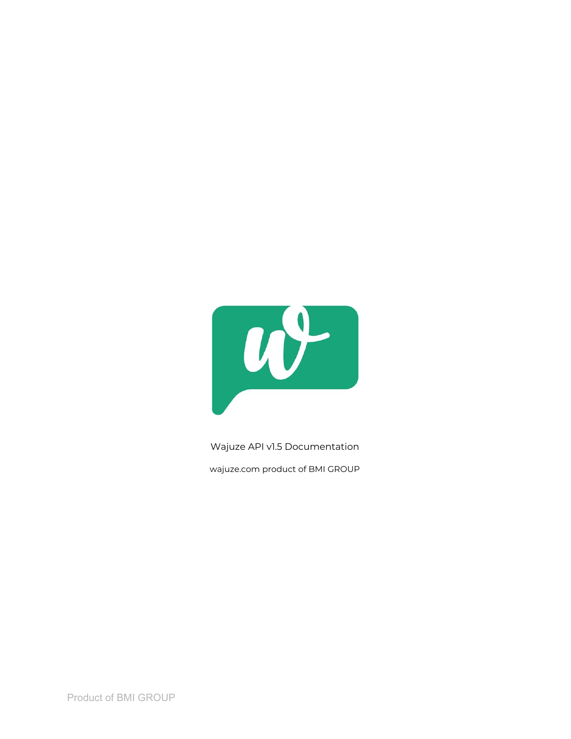Wajuze API v1.5 Documentation

wajuze.com product of BMI GROUP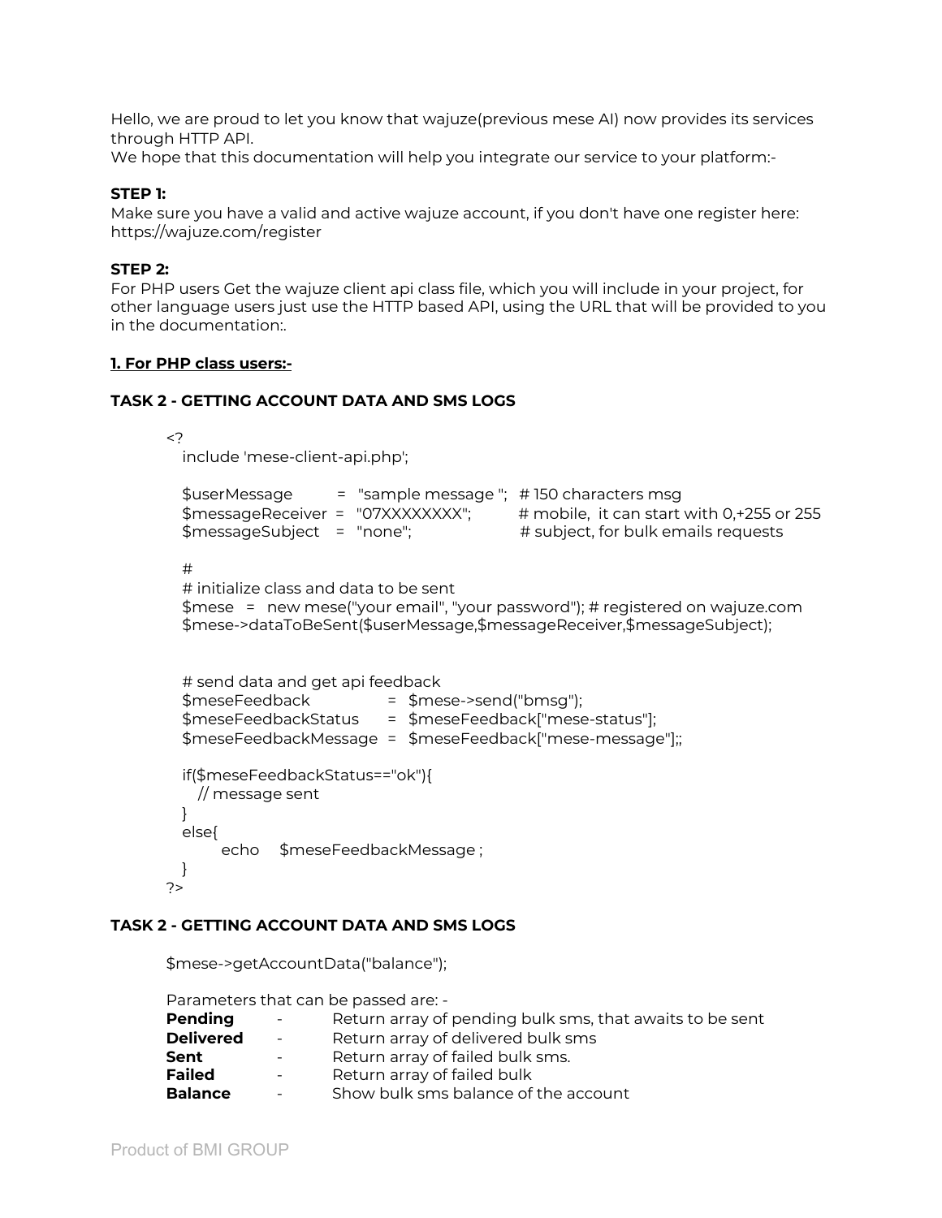Hello, we are proud to let you know that wajuze(previous mese AI) now provides its services through HTTP API.
We hope that this documentation will help you integrate our service to your platform:-

**STEP 1:**
Make sure you have a valid and active wajuze account, if you don't have one register here: https://wajuze.com/register

**STEP 2:**
For PHP users Get the wajuze client api class file, which you will include in your project, for other language users just use the HTTP based API, using the URL that will be provided to you in the documentation:.

**1. For PHP class users:-**

**TASK 2 - GETTING ACCOUNT DATA AND SMS LOGS**

```
<?
   include 'mese-client-api.php';

   $userMessage        =  "sample message ";  # 150 characters msg
   $messageReceiver =  "07XXXXXXXX";        # mobile,  it can start with 0,+255 or 255
   $messageSubject   =  "none";                   # subject, for bulk emails requests

   #
   # initialize class and data to be sent
   $mese   =   new mese("your email", "your password"); # registered on wajuze.com
   $mese->dataToBeSent($userMessage,$messageReceiver,$messageSubject);


   # send data and get api feedback
   $meseFeedback               =  $mese->send("bmsg");
   $meseFeedbackStatus      =  $meseFeedback["mese-status"];
   $meseFeedbackMessage  =  $meseFeedback["mese-message"];;

   if($meseFeedbackStatus=="ok"){
      // message sent
   }
   else{
         echo     $meseFeedbackMessage ;
   }
?>
```

**TASK 2 - GETTING ACCOUNT DATA AND SMS LOGS**

```
$mese->getAccountData("balance");
```

Parameters that can be passed are: -

| | | |
|---|---|---|
| **Pending** | - | Return array of pending bulk sms, that awaits to be sent |
| **Delivered** | - | Return array of delivered bulk sms |
| **Sent** | - | Return array of failed bulk sms. |
| **Failed** | - | Return array of failed bulk |
| **Balance** | - | Show bulk sms balance of the account |

Product of BMI GROUP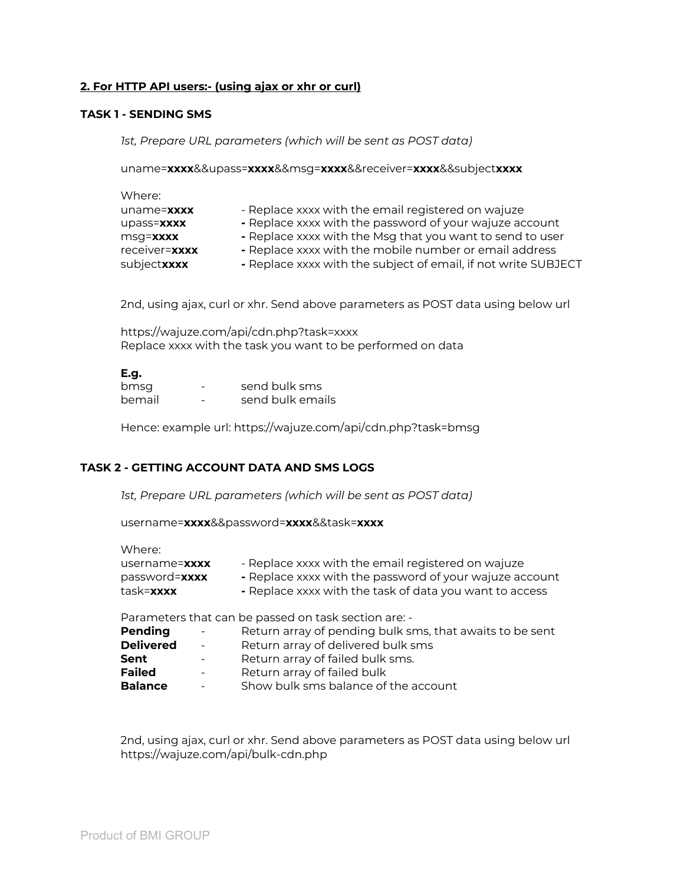**<u>2. For HTTP API users:- (using ajax or xhr or curl)</u>**

**TASK 1 - SENDING SMS**

*1st, Prepare URL parameters (which will be sent as POST data)*

uname=**xxxx**&&upass=**xxxx**&&msg=**xxxx**&&receiver=**xxxx**&&subject**xxxx**

Where:

| | |
|---|---|
| uname=**xxxx** | - Replace xxxx with the email registered on wajuze |
| upass=**xxxx** | **-** Replace xxxx with the password of your wajuze account |
| msg=**xxxx** | **-** Replace xxxx with the Msg that you want to send to user |
| receiver=**xxxx** | **-** Replace xxxx with the mobile number or email address |
| subject**xxxx** | **-** Replace xxxx with the subject of email, if not write SUBJECT |

2nd, using ajax, curl or xhr. Send above parameters as POST data using below url

https://wajuze.com/api/cdn.php?task=xxxx
Replace xxxx with the task you want to be performed on data

**E.g.**

| | | |
|---|---|---|
| bmsg | - | send bulk sms |
| bemail | - | send bulk emails |

Hence: example url: https://wajuze.com/api/cdn.php?task=bmsg

**TASK 2 - GETTING ACCOUNT DATA AND SMS LOGS**

*1st, Prepare URL parameters (which will be sent as POST data)*

username=**xxxx**&&password=**xxxx**&&task=**xxxx**

Where:

| | |
|---|---|
| username=**xxxx** | - Replace xxxx with the email registered on wajuze |
| password=**xxxx** | **-** Replace xxxx with the password of your wajuze account |
| task=**xxxx** | **-** Replace xxxx with the task of data you want to access |

Parameters that can be passed on task section are: -

| | | |
|---|---|---|
| **Pending** | - | Return array of pending bulk sms, that awaits to be sent |
| **Delivered** | - | Return array of delivered bulk sms |
| **Sent** | - | Return array of failed bulk sms. |
| **Failed** | - | Return array of failed bulk |
| **Balance** | - | Show bulk sms balance of the account |

2nd, using ajax, curl or xhr. Send above parameters as POST data using below url
https://wajuze.com/api/bulk-cdn.php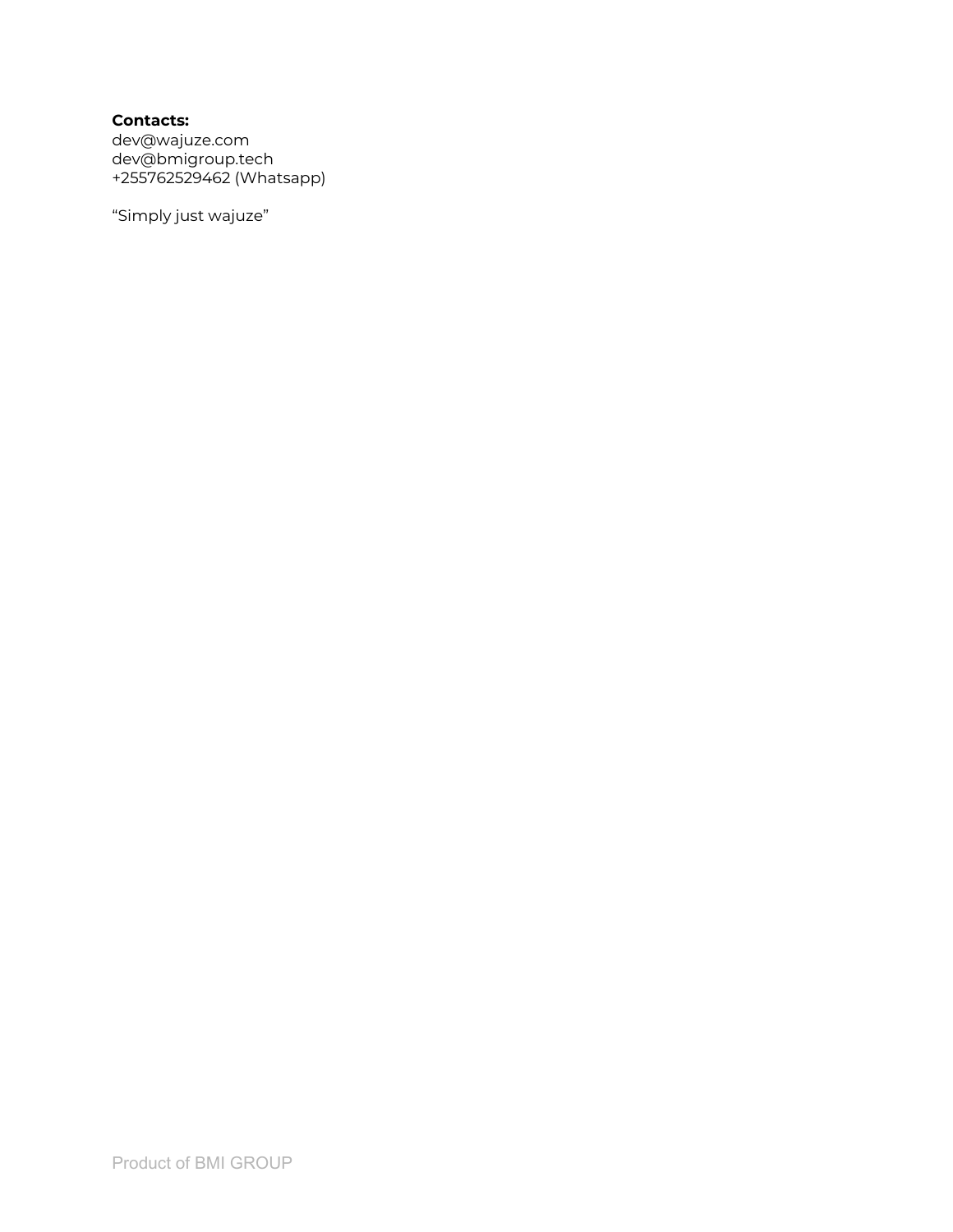**Contacts:**
dev@wajuze.com
dev@bmigroup.tech
+255762529462 (Whatsapp)

“Simply just wajuze”